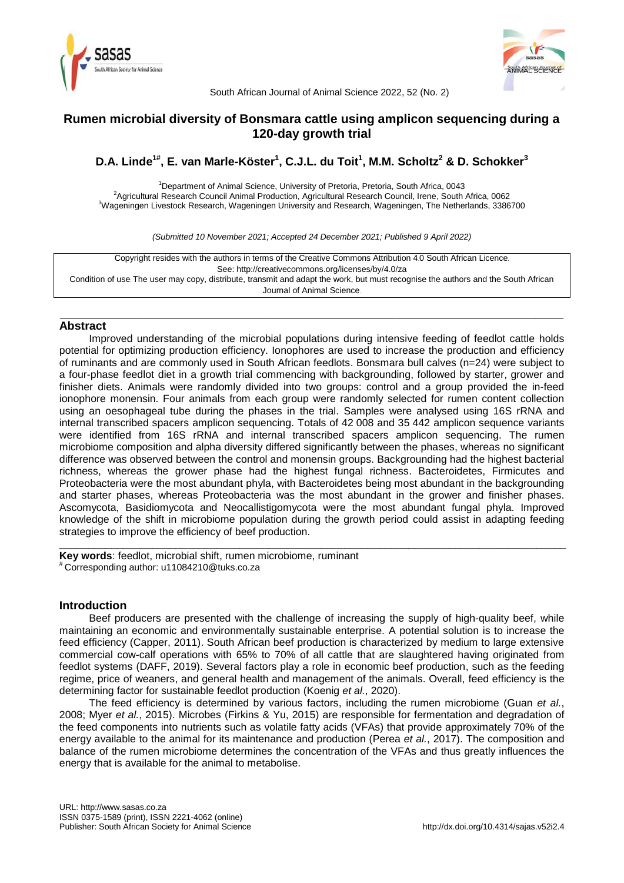South African Journal of Animal Science 2022, 52 (No. 2)

# Rumen microbial diversity of Bonsmara cattle using amplicon sequencing during a 120-day growth trial

**D.A. Linde[1#], E. van Marle-Köster[1], C.J.L. du Toit[1], M.M. Scholtz[2] & D. Schokker[3]**

[1]Department of Animal Science, University of Pretoria, Pretoria, South Africa, 0043
[2]Agricultural Research Council Animal Production, Agricultural Research Council, Irene, South Africa, 0062
[3]Wageningen Livestock Research, Wageningen University and Research, Wageningen, The Netherlands, 3386700

*(Submitted 10 November 2021; Accepted 24 December 2021; Published 9 April 2022)*

Copyright resides with the authors in terms of the Creative Commons Attribution 4.0 South African Licence.
See: http://creativecommons.org/licenses/by/4.0/za
Condition of use: The user may copy, distribute, transmit and adapt the work, but must recognise the authors and the South African Journal of Animal Science.

## Abstract

Improved understanding of the microbial populations during intensive feeding of feedlot cattle holds potential for optimizing production efficiency. Ionophores are used to increase the production and efficiency of ruminants and are commonly used in South African feedlots. Bonsmara bull calves (n=24) were subject to a four-phase feedlot diet in a growth trial commencing with backgrounding, followed by starter, grower and finisher diets. Animals were randomly divided into two groups: control and a group provided the in-feed ionophore monensin. Four animals from each group were randomly selected for rumen content collection using an oesophageal tube during the phases in the trial. Samples were analysed using 16S rRNA and internal transcribed spacers amplicon sequencing. Totals of 42 008 and 35 442 amplicon sequence variants were identified from 16S rRNA and internal transcribed spacers amplicon sequencing. The rumen microbiome composition and alpha diversity differed significantly between the phases, whereas no significant difference was observed between the control and monensin groups. Backgrounding had the highest bacterial richness, whereas the grower phase had the highest fungal richness. Bacteroidetes, Firmicutes and Proteobacteria were the most abundant phyla, with Bacteroidetes being most abundant in the backgrounding and starter phases, whereas Proteobacteria was the most abundant in the grower and finisher phases. Ascomycota, Basidiomycota and Neocallistigomycota were the most abundant fungal phyla. Improved knowledge of the shift in microbiome population during the growth period could assist in adapting feeding strategies to improve the efficiency of beef production.

**Key words**: feedlot, microbial shift, rumen microbiome, ruminant
[#] Corresponding author: u11084210@tuks.co.za

## Introduction

Beef producers are presented with the challenge of increasing the supply of high-quality beef, while maintaining an economic and environmentally sustainable enterprise. A potential solution is to increase the feed efficiency (Capper, 2011). South African beef production is characterized by medium to large extensive commercial cow-calf operations with 65% to 70% of all cattle that are slaughtered having originated from feedlot systems (DAFF, 2019). Several factors play a role in economic beef production, such as the feeding regime, price of weaners, and general health and management of the animals. Overall, feed efficiency is the determining factor for sustainable feedlot production (Koenig *et al.*, 2020).

The feed efficiency is determined by various factors, including the rumen microbiome (Guan *et al.*, 2008; Myer *et al.*, 2015). Microbes (Firkins & Yu, 2015) are responsible for fermentation and degradation of the feed components into nutrients such as volatile fatty acids (VFAs) that provide approximately 70% of the energy available to the animal for its maintenance and production (Perea *et al.*, 2017). The composition and balance of the rumen microbiome determines the concentration of the VFAs and thus greatly influences the energy that is available for the animal to metabolise.

URL: http://www.sasas.co.za
ISSN 0375-1589 (print), ISSN 2221-4062 (online)
Publisher: South African Society for Animal Science
http://dx.doi.org/10.4314/sajas.v52i2.4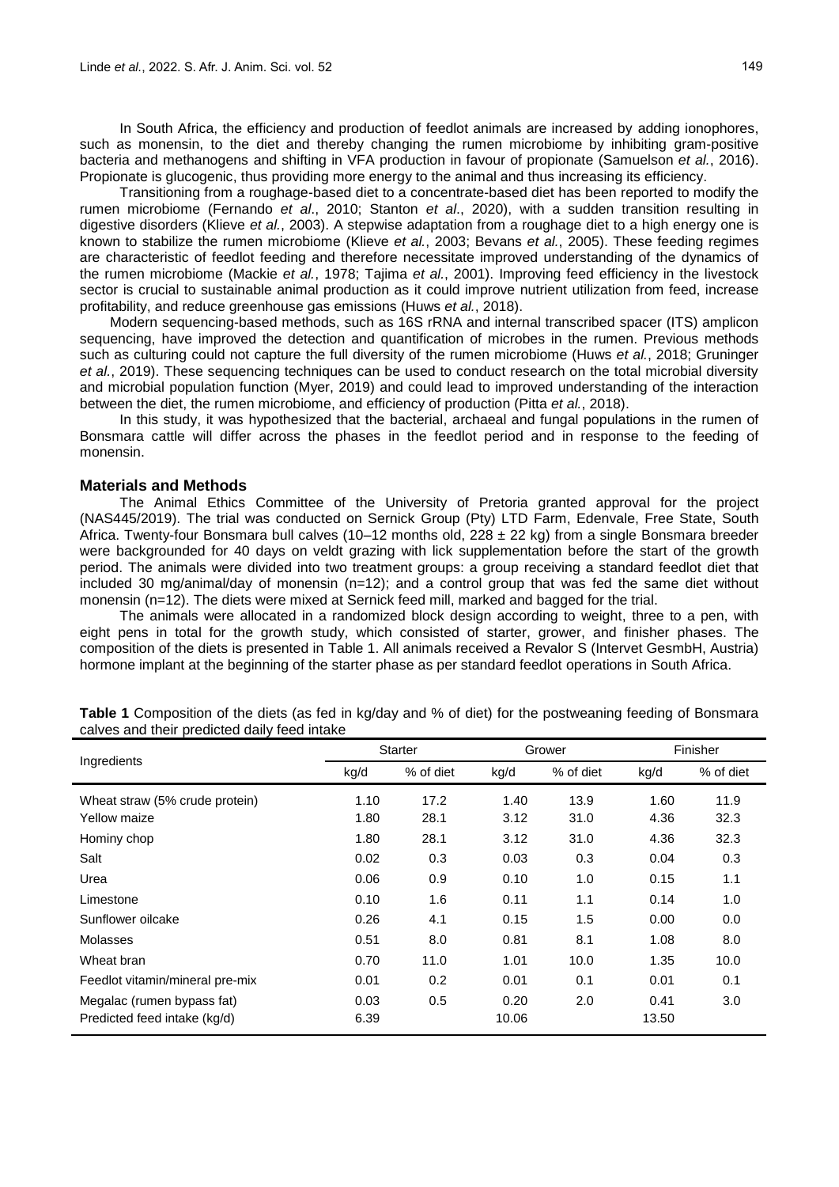In South Africa, the efficiency and production of feedlot animals are increased by adding ionophores, such as monensin, to the diet and thereby changing the rumen microbiome by inhibiting gram-positive bacteria and methanogens and shifting in VFA production in favour of propionate (Samuelson *et al.*, 2016). Propionate is glucogenic, thus providing more energy to the animal and thus increasing its efficiency.

Transitioning from a roughage-based diet to a concentrate-based diet has been reported to modify the rumen microbiome (Fernando *et al*., 2010; Stanton *et al*., 2020), with a sudden transition resulting in digestive disorders (Klieve *et al.*, 2003). A stepwise adaptation from a roughage diet to a high energy one is known to stabilize the rumen microbiome (Klieve *et al.*, 2003; Bevans *et al.*, 2005). These feeding regimes are characteristic of feedlot feeding and therefore necessitate improved understanding of the dynamics of the rumen microbiome (Mackie *et al.*, 1978; Tajima *et al.*, 2001). Improving feed efficiency in the livestock sector is crucial to sustainable animal production as it could improve nutrient utilization from feed, increase profitability, and reduce greenhouse gas emissions (Huws *et al.*, 2018).

Modern sequencing-based methods, such as 16S rRNA and internal transcribed spacer (ITS) amplicon sequencing, have improved the detection and quantification of microbes in the rumen. Previous methods such as culturing could not capture the full diversity of the rumen microbiome (Huws *et al.*, 2018; Gruninger *et al.*, 2019). These sequencing techniques can be used to conduct research on the total microbial diversity and microbial population function (Myer, 2019) and could lead to improved understanding of the interaction between the diet, the rumen microbiome, and efficiency of production (Pitta *et al.*, 2018).

In this study, it was hypothesized that the bacterial, archaeal and fungal populations in the rumen of Bonsmara cattle will differ across the phases in the feedlot period and in response to the feeding of monensin.

## Materials and Methods

The Animal Ethics Committee of the University of Pretoria granted approval for the project (NAS445/2019). The trial was conducted on Sernick Group (Pty) LTD Farm, Edenvale, Free State, South Africa. Twenty-four Bonsmara bull calves (10–12 months old, 228 ± 22 kg) from a single Bonsmara breeder were backgrounded for 40 days on veldt grazing with lick supplementation before the start of the growth period. The animals were divided into two treatment groups: a group receiving a standard feedlot diet that included 30 mg/animal/day of monensin (n=12); and a control group that was fed the same diet without monensin (n=12). The diets were mixed at Sernick feed mill, marked and bagged for the trial.

The animals were allocated in a randomized block design according to weight, three to a pen, with eight pens in total for the growth study, which consisted of starter, grower, and finisher phases. The composition of the diets is presented in Table 1. All animals received a Revalor S (Intervet GesmbH, Austria) hormone implant at the beginning of the starter phase as per standard feedlot operations in South Africa.

**Table 1** Composition of the diets (as fed in kg/day and % of diet) for the postweaning feeding of Bonsmara calves and their predicted daily feed intake

| Ingredients | Starter | | Grower | | Finisher | |
|---|---|---|---|---|---|---|
| | kg/d | % of diet | kg/d | % of diet | kg/d | % of diet |
| Wheat straw (5% crude protein) | 1.10 | 17.2 | 1.40 | 13.9 | 1.60 | 11.9 |
| Yellow maize | 1.80 | 28.1 | 3.12 | 31.0 | 4.36 | 32.3 |
| Hominy chop | 1.80 | 28.1 | 3.12 | 31.0 | 4.36 | 32.3 |
| Salt | 0.02 | 0.3 | 0.03 | 0.3 | 0.04 | 0.3 |
| Urea | 0.06 | 0.9 | 0.10 | 1.0 | 0.15 | 1.1 |
| Limestone | 0.10 | 1.6 | 0.11 | 1.1 | 0.14 | 1.0 |
| Sunflower oilcake | 0.26 | 4.1 | 0.15 | 1.5 | 0.00 | 0.0 |
| Molasses | 0.51 | 8.0 | 0.81 | 8.1 | 1.08 | 8.0 |
| Wheat bran | 0.70 | 11.0 | 1.01 | 10.0 | 1.35 | 10.0 |
| Feedlot vitamin/mineral pre-mix | 0.01 | 0.2 | 0.01 | 0.1 | 0.01 | 0.1 |
| Megalac (rumen bypass fat) | 0.03 | 0.5 | 0.20 | 2.0 | 0.41 | 3.0 |
| Predicted feed intake (kg/d) | 6.39 | | 10.06 | | 13.50 | |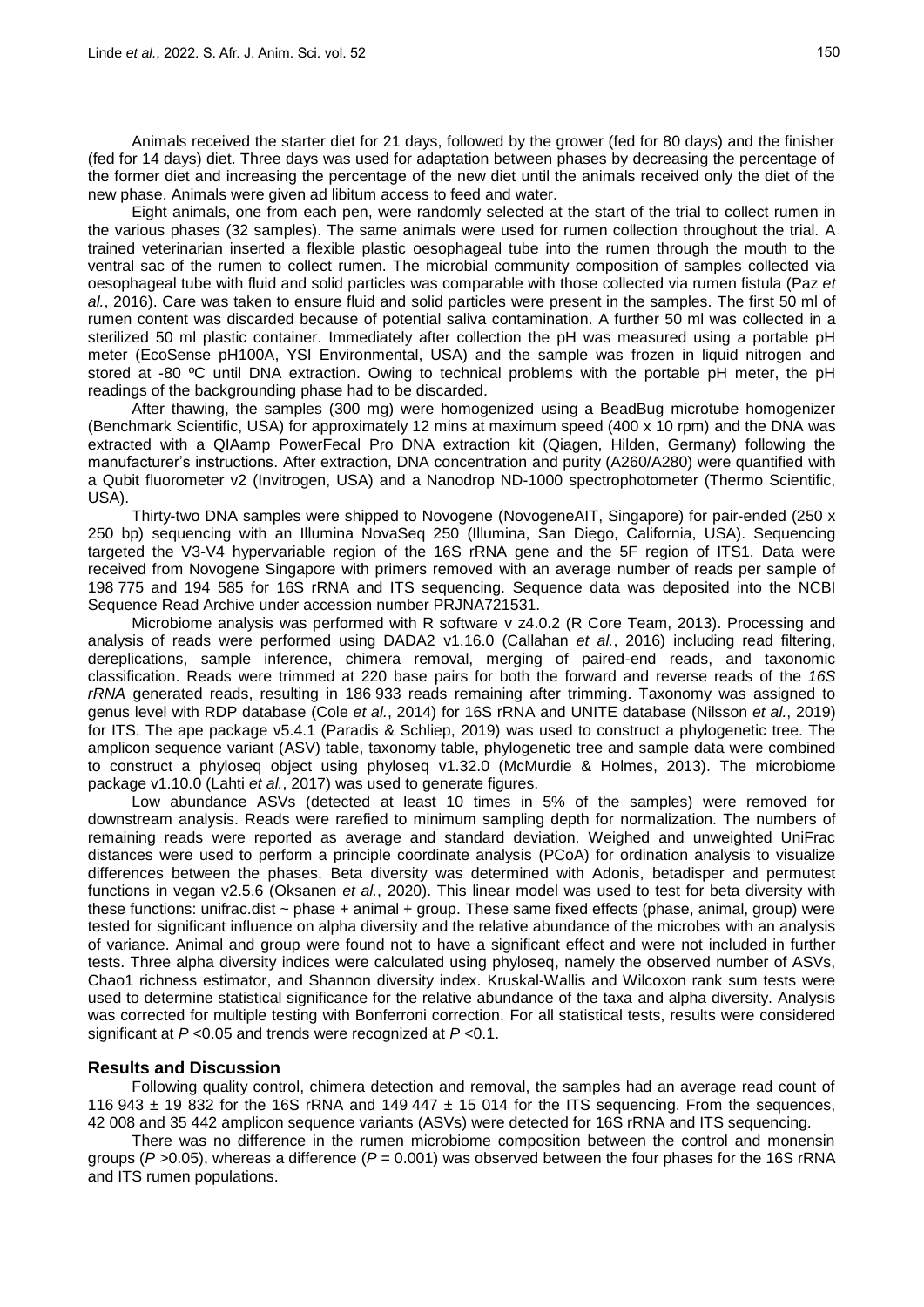Animals received the starter diet for 21 days, followed by the grower (fed for 80 days) and the finisher (fed for 14 days) diet. Three days was used for adaptation between phases by decreasing the percentage of the former diet and increasing the percentage of the new diet until the animals received only the diet of the new phase. Animals were given ad libitum access to feed and water.

Eight animals, one from each pen, were randomly selected at the start of the trial to collect rumen in the various phases (32 samples). The same animals were used for rumen collection throughout the trial. A trained veterinarian inserted a flexible plastic oesophageal tube into the rumen through the mouth to the ventral sac of the rumen to collect rumen. The microbial community composition of samples collected via oesophageal tube with fluid and solid particles was comparable with those collected via rumen fistula (Paz *et al.*, 2016). Care was taken to ensure fluid and solid particles were present in the samples. The first 50 ml of rumen content was discarded because of potential saliva contamination. A further 50 ml was collected in a sterilized 50 ml plastic container. Immediately after collection the pH was measured using a portable pH meter (EcoSense pH100A, YSI Environmental, USA) and the sample was frozen in liquid nitrogen and stored at -80 ºC until DNA extraction. Owing to technical problems with the portable pH meter, the pH readings of the backgrounding phase had to be discarded.

After thawing, the samples (300 mg) were homogenized using a BeadBug microtube homogenizer (Benchmark Scientific, USA) for approximately 12 mins at maximum speed (400 x 10 rpm) and the DNA was extracted with a QIAmp PowerFecal Pro DNA extraction kit (Qiagen, Hilden, Germany) following the manufacturer's instructions. After extraction, DNA concentration and purity (A260/A280) were quantified with a Qubit fluorometer v2 (Invitrogen, USA) and a Nanodrop ND-1000 spectrophotometer (Thermo Scientific, USA).

Thirty-two DNA samples were shipped to Novogene (NovogeneAIT, Singapore) for pair-ended (250 x 250 bp) sequencing with an Illumina NovaSeq 250 (Illumina, San Diego, California, USA). Sequencing targeted the V3-V4 hypervariable region of the 16S rRNA gene and the 5F region of ITS1. Data were received from Novogene Singapore with primers removed with an average number of reads per sample of 198 775 and 194 585 for 16S rRNA and ITS sequencing. Sequence data was deposited into the NCBI Sequence Read Archive under accession number PRJNA721531.

Microbiome analysis was performed with R software v z4.0.2 (R Core Team, 2013). Processing and analysis of reads were performed using DADA2 v1.16.0 (Callahan *et al.*, 2016) including read filtering, dereplications, sample inference, chimera removal, merging of paired-end reads, and taxonomic classification. Reads were trimmed at 220 base pairs for both the forward and reverse reads of the *16S rRNA* generated reads, resulting in 186 933 reads remaining after trimming. Taxonomy was assigned to genus level with RDP database (Cole *et al.*, 2014) for 16S rRNA and UNITE database (Nilsson *et al.*, 2019) for ITS. The ape package v5.4.1 (Paradis & Schliep, 2019) was used to construct a phylogenetic tree. The amplicon sequence variant (ASV) table, taxonomy table, phylogenetic tree and sample data were combined to construct a phyloseq object using phyloseq v1.32.0 (McMurdie & Holmes, 2013). The microbiome package v1.10.0 (Lahti *et al.*, 2017) was used to generate figures.

Low abundance ASVs (detected at least 10 times in 5% of the samples) were removed for downstream analysis. Reads were rarefied to minimum sampling depth for normalization. The numbers of remaining reads were reported as average and standard deviation. Weighed and unweighted UniFrac distances were used to perform a principle coordinate analysis (PCoA) for ordination analysis to visualize differences between the phases. Beta diversity was determined with Adonis, betadisper and permutest functions in vegan v2.5.6 (Oksanen *et al.*, 2020). This linear model was used to test for beta diversity with these functions: unifrac.dist ~ phase + animal + group. These same fixed effects (phase, animal, group) were tested for significant influence on alpha diversity and the relative abundance of the microbes with an analysis of variance. Animal and group were found not to have a significant effect and were not included in further tests. Three alpha diversity indices were calculated using phyloseq, namely the observed number of ASVs, Chao1 richness estimator, and Shannon diversity index. Kruskal-Wallis and Wilcoxon rank sum tests were used to determine statistical significance for the relative abundance of the taxa and alpha diversity. Analysis was corrected for multiple testing with Bonferroni correction. For all statistical tests, results were considered significant at $P$ <0.05 and trends were recognized at $P$ <0.1.

## Results and Discussion

Following quality control, chimera detection and removal, the samples had an average read count of 116 943 ± 19 832 for the 16S rRNA and 149 447 ± 15 014 for the ITS sequencing. From the sequences, 42 008 and 35 442 amplicon sequence variants (ASVs) were detected for 16S rRNA and ITS sequencing.

There was no difference in the rumen microbiome composition between the control and monensin groups ($P$ >0.05), whereas a difference ($P$ = 0.001) was observed between the four phases for the 16S rRNA and ITS rumen populations.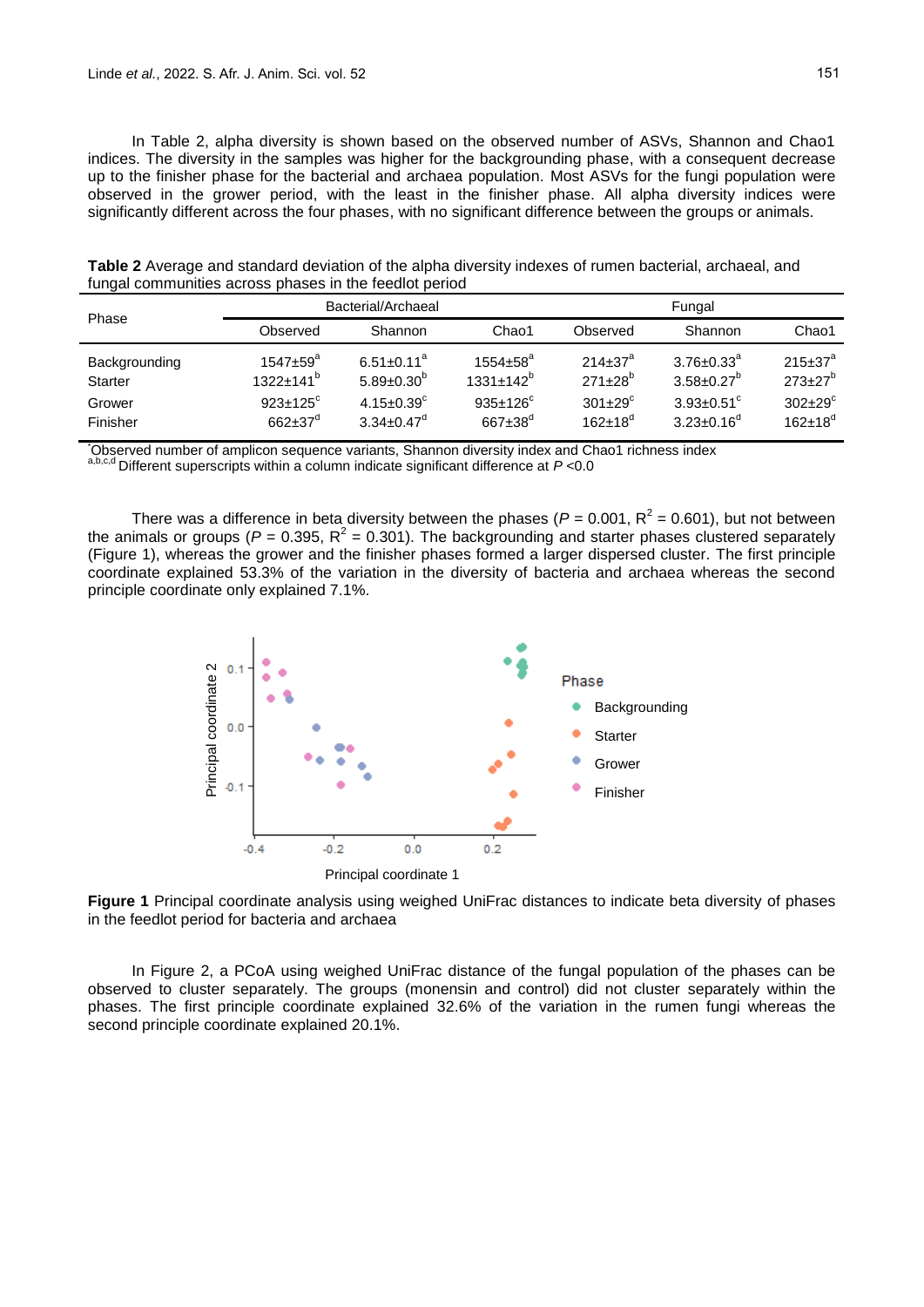In Table 2, alpha diversity is shown based on the observed number of ASVs, Shannon and Chao1 indices. The diversity in the samples was higher for the backgrounding phase, with a consequent decrease up to the finisher phase for the bacterial and archaea population. Most ASVs for the fungi population were observed in the grower period, with the least in the finisher phase. All alpha diversity indices were significantly different across the four phases, with no significant difference between the groups or animals.

**Table 2** Average and standard deviation of the alpha diversity indexes of rumen bacterial, archaeal, and fungal communities across phases in the feedlot period

| Phase | Bacterial/Archaeal | | | Fungal | | |
|---|---|---|---|---|---|---|
| | Observed | Shannon | Chao1 | Observed | Shannon | Chao1 |
| Backgrounding | 1547±59[a] | 6.51±0.11[a] | 1554±58[a] | 214±37[a] | 3.76±0.33[a] | 215±37[a] |
| Starter | 1322±141[b] | 5.89±0.30[b] | 1331±142[b] | 271±28[b] | 3.58±0.27[b] | 273±27[b] |
| Grower | 923±125[c] | 4.15±0.39[c] | 935±126[c] | 301±29[c] | 3.93±0.51[c] | 302±29[c] |
| Finisher | 662±37[d] | 3.34±0.47[d] | 667±38[d] | 162±18[d] | 3.23±0.16[d] | 162±18[d] |

[*]Observed number of amplicon sequence variants, Shannon diversity index and Chao1 richness index
[a,b,c,d] Different superscripts within a column indicate significant difference at *P* <0.0

There was a difference in beta diversity between the phases ($P$ = 0.001, $R^2$ = 0.601), but not between the animals or groups ($P$ = 0.395, $R^2$ = 0.301). The backgrounding and starter phases clustered separately (Figure 1), whereas the grower and the finisher phases formed a larger dispersed cluster. The first principle coordinate explained 53.3% of the variation in the diversity of bacteria and archaea whereas the second principle coordinate only explained 7.1%.

**Figure 1** Principal coordinate analysis using weighed UniFrac distances to indicate beta diversity of phases in the feedlot period for bacteria and archaea

In Figure 2, a PCoA using weighed UniFrac distance of the fungal population of the phases can be observed to cluster separately. The groups (monensin and control) did not cluster separately within the phases. The first principle coordinate explained 32.6% of the variation in the rumen fungi whereas the second principle coordinate explained 20.1%.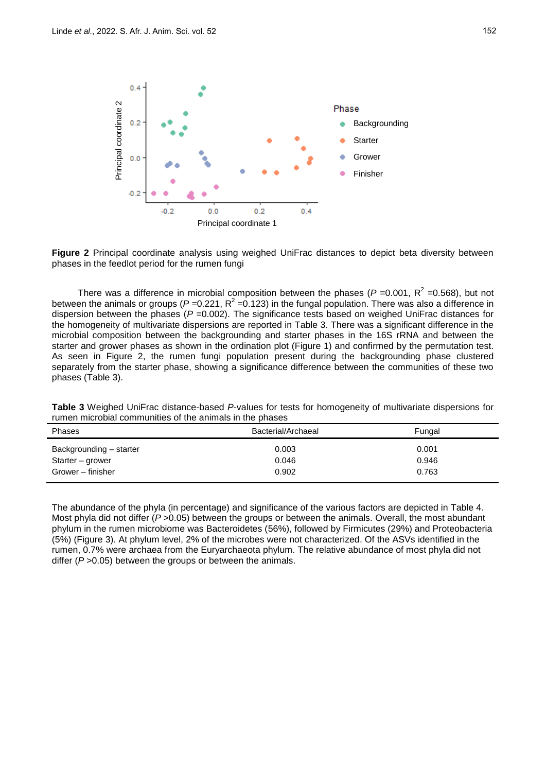**Figure 2** Principal coordinate analysis using weighed UniFrac distances to depict beta diversity between phases in the feedlot period for the rumen fungi

There was a difference in microbial composition between the phases (*P* =0.001, $R^2$ =0.568), but not between the animals or groups (*P* =0.221, $R^2$ =0.123) in the fungal population. There was also a difference in dispersion between the phases (*P* =0.002). The significance tests based on weighed UniFrac distances for the homogeneity of multivariate dispersions are reported in Table 3. There was a significant difference in the microbial composition between the backgrounding and starter phases in the 16S rRNA and between the starter and grower phases as shown in the ordination plot (Figure 1) and confirmed by the permutation test. As seen in Figure 2, the rumen fungi population present during the backgrounding phase clustered separately from the starter phase, showing a significance difference between the communities of these two phases (Table 3).

**Table 3** Weighed UniFrac distance-based *P*-values for tests for homogeneity of multivariate dispersions for rumen microbial communities of the animals in the phases

| Phases | Bacterial/Archaeal | Fungal |
|---|---|---|
| Backgrounding – starter | 0.003 | 0.001 |
| Starter – grower | 0.046 | 0.946 |
| Grower – finisher | 0.902 | 0.763 |

The abundance of the phyla (in percentage) and significance of the various factors are depicted in Table 4. Most phyla did not differ (*P* >0.05) between the groups or between the animals. Overall, the most abundant phylum in the rumen microbiome was Bacteroidetes (56%), followed by Firmicutes (29%) and Proteobacteria (5%) (Figure 3). At phylum level, 2% of the microbes were not characterized. Of the ASVs identified in the rumen, 0.7% were archaea from the Euryarchaeota phylum. The relative abundance of most phyla did not differ (*P* >0.05) between the groups or between the animals.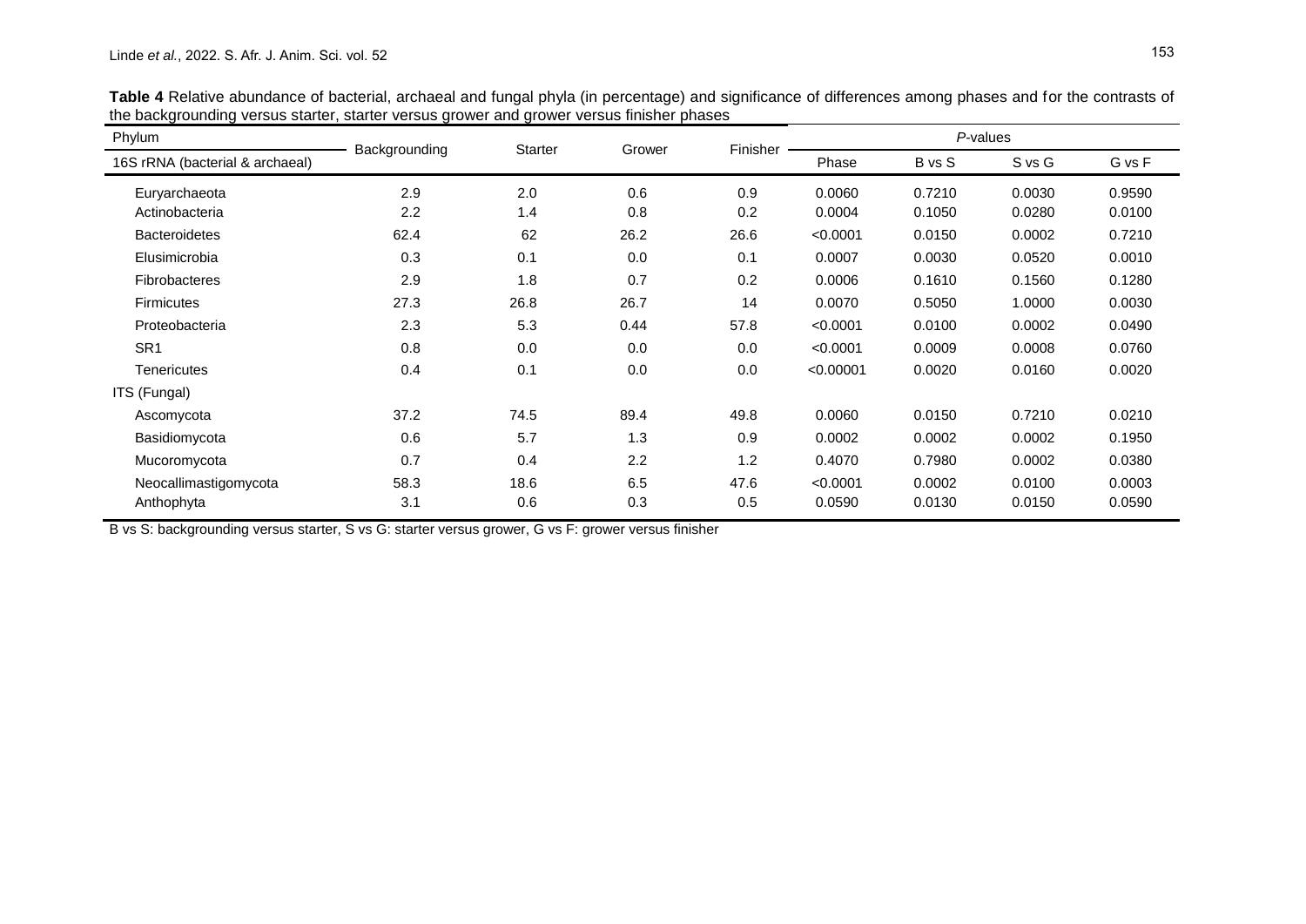**Table 4** Relative abundance of bacterial, archaeal and fungal phyla (in percentage) and significance of differences among phases and for the contrasts of the backgrounding versus starter, starter versus grower and grower versus finisher phases

| Phylum | Backgrounding | Starter | Grower | Finisher | *P*-values | | | |
|---|---|---|---|---|---|---|---|---|
| 16S rRNA (bacterial & archaeal) | | | | | Phase | B vs S | S vs G | G vs F |
| Euryarchaeota | 2.9 | 2.0 | 0.6 | 0.9 | 0.0060 | 0.7210 | 0.0030 | 0.9590 |
| Actinobacteria | 2.2 | 1.4 | 0.8 | 0.2 | 0.0004 | 0.1050 | 0.0280 | 0.0100 |
| Bacteroidetes | 62.4 | 62 | 26.2 | 26.6 | <0.0001 | 0.0150 | 0.0002 | 0.7210 |
| Elusimicrobia | 0.3 | 0.1 | 0.0 | 0.1 | 0.0007 | 0.0030 | 0.0520 | 0.0010 |
| Fibrobacteres | 2.9 | 1.8 | 0.7 | 0.2 | 0.0006 | 0.1610 | 0.1560 | 0.1280 |
| Firmicutes | 27.3 | 26.8 | 26.7 | 14 | 0.0070 | 0.5050 | 1.0000 | 0.0030 |
| Proteobacteria | 2.3 | 5.3 | 0.44 | 57.8 | <0.0001 | 0.0100 | 0.0002 | 0.0490 |
| SR1 | 0.8 | 0.0 | 0.0 | 0.0 | <0.0001 | 0.0009 | 0.0008 | 0.0760 |
| Tenericutes | 0.4 | 0.1 | 0.0 | 0.0 | <0.00001 | 0.0020 | 0.0160 | 0.0020 |
| ITS (Fungal) | | | | | | | | |
| Ascomycota | 37.2 | 74.5 | 89.4 | 49.8 | 0.0060 | 0.0150 | 0.7210 | 0.0210 |
| Basidiomycota | 0.6 | 5.7 | 1.3 | 0.9 | 0.0002 | 0.0002 | 0.0002 | 0.1950 |
| Mucoromycota | 0.7 | 0.4 | 2.2 | 1.2 | 0.4070 | 0.7980 | 0.0002 | 0.0380 |
| Neocallimastigomycota | 58.3 | 18.6 | 6.5 | 47.6 | <0.0001 | 0.0002 | 0.0100 | 0.0003 |
| Anthophyta | 3.1 | 0.6 | 0.3 | 0.5 | 0.0590 | 0.0130 | 0.0150 | 0.0590 |

B vs S: backgrounding versus starter, S vs G: starter versus grower, G vs F: grower versus finisher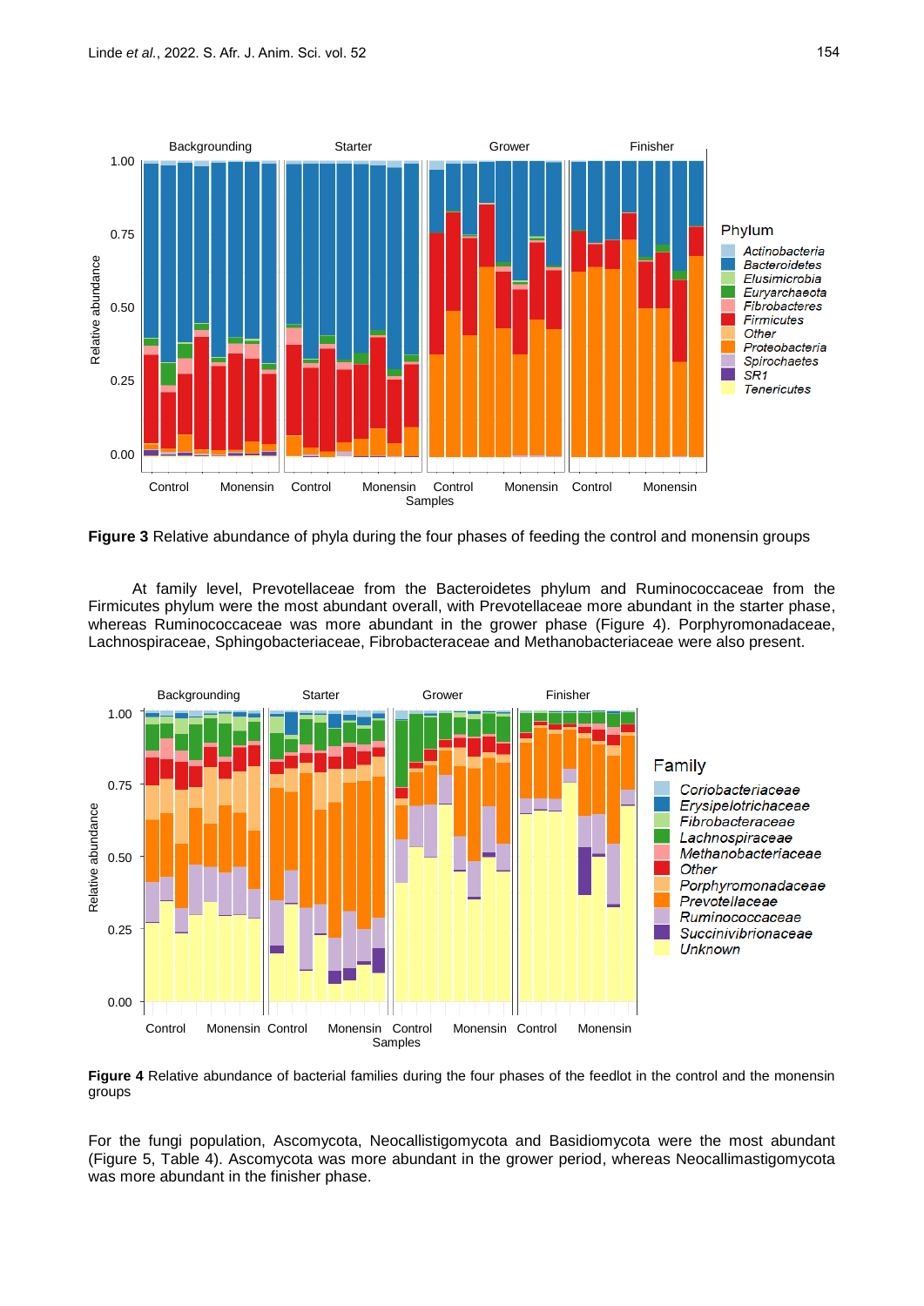**Figure 3** Relative abundance of phyla during the four phases of feeding the control and monensin groups

At family level, Prevotellaceae from the Bacteroidetes phylum and Ruminococcaceae from the Firmicutes phylum were the most abundant overall, with Prevotellaceae more abundant in the starter phase, whereas Ruminococcaceae was more abundant in the grower phase (Figure 4). Porphyromonadaceae, Lachnospiraceae, Sphingobacteriaceae, Fibrobacteraceae and Methanobacteriaceae were also present.

**Figure 4** Relative abundance of bacterial families during the four phases of the feedlot in the control and the monensin groups

For the fungi population, Ascomycota, Neocallistigomycota and Basidiomycota were the most abundant (Figure 5, Table 4). Ascomycota was more abundant in the grower period, whereas Neocallimastigomycota was more abundant in the finisher phase.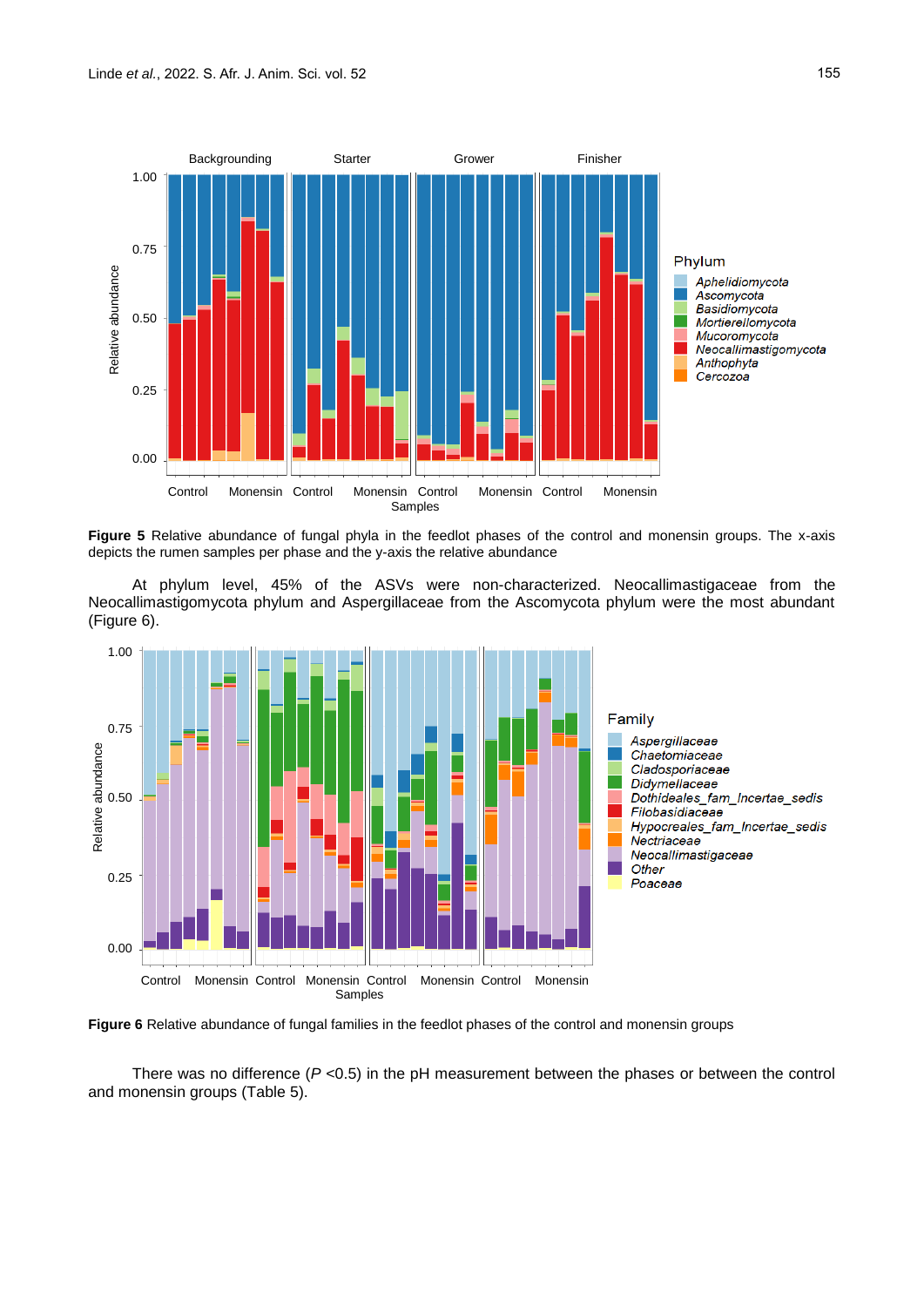**Figure 5** Relative abundance of fungal phyla in the feedlot phases of the control and monensin groups. The x-axis depicts the rumen samples per phase and the y-axis the relative abundance

At phylum level, 45% of the ASVs were non-characterized. Neocallimastigaceae from the Neocallimastigomycota phylum and Aspergillaceae from the Ascomycota phylum were the most abundant (Figure 6).

**Figure 6** Relative abundance of fungal families in the feedlot phases of the control and monensin groups

There was no difference (*P* <0.5) in the pH measurement between the phases or between the control and monensin groups (Table 5).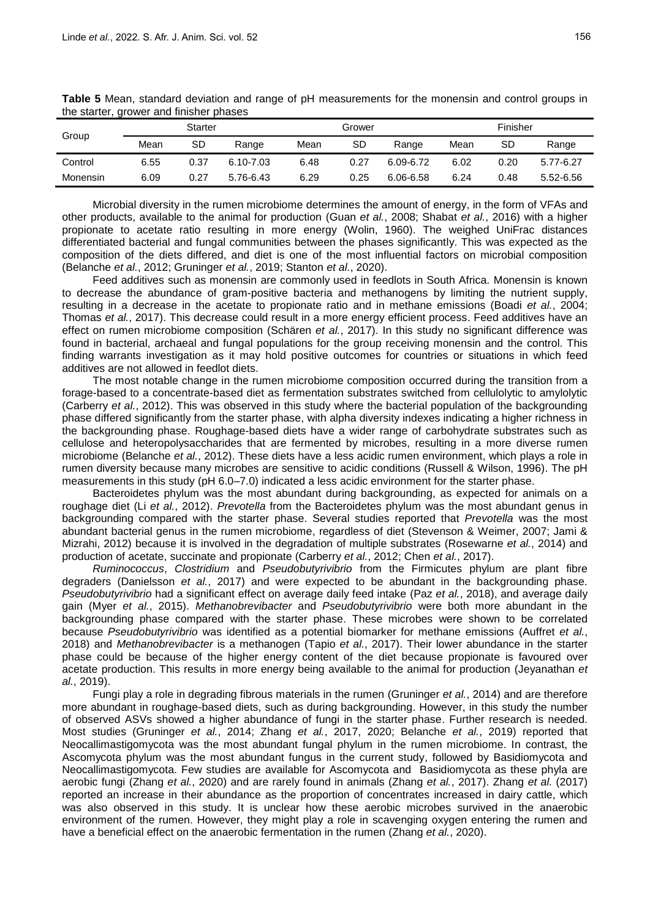**Table 5** Mean, standard deviation and range of pH measurements for the monensin and control groups in the starter, grower and finisher phases

| Group | Starter | | | Grower | | | Finisher | | |
|---|---|---|---|---|---|---|---|---|---|
| | Mean | SD | Range | Mean | SD | Range | Mean | SD | Range |
| Control | 6.55 | 0.37 | 6.10-7.03 | 6.48 | 0.27 | 6.09-6.72 | 6.02 | 0.20 | 5.77-6.27 |
| Monensin | 6.09 | 0.27 | 5.76-6.43 | 6.29 | 0.25 | 6.06-6.58 | 6.24 | 0.48 | 5.52-6.56 |

Microbial diversity in the rumen microbiome determines the amount of energy, in the form of VFAs and other products, available to the animal for production (Guan *et al.*, 2008; Shabat *et al.*, 2016) with a higher propionate to acetate ratio resulting in more energy (Wolin, 1960). The weighed UniFrac distances differentiated bacterial and fungal communities between the phases significantly. This was expected as the composition of the diets differed, and diet is one of the most influential factors on microbial composition (Belanche *et al.*, 2012; Gruninger *et al.*, 2019; Stanton *et al.*, 2020).

Feed additives such as monensin are commonly used in feedlots in South Africa. Monensin is known to decrease the abundance of gram-positive bacteria and methanogens by limiting the nutrient supply, resulting in a decrease in the acetate to propionate ratio and in methane emissions (Boadi *et al.*, 2004; Thomas *et al.*, 2017). This decrease could result in a more energy efficient process. Feed additives have an effect on rumen microbiome composition (Schären *et al.*, 2017). In this study no significant difference was found in bacterial, archaeal and fungal populations for the group receiving monensin and the control. This finding warrants investigation as it may hold positive outcomes for countries or situations in which feed additives are not allowed in feedlot diets.

The most notable change in the rumen microbiome composition occurred during the transition from a forage-based to a concentrate-based diet as fermentation substrates switched from cellulolytic to amylolytic (Carberry *et al.*, 2012). This was observed in this study where the bacterial population of the backgrounding phase differed significantly from the starter phase, with alpha diversity indexes indicating a higher richness in the backgrounding phase. Roughage-based diets have a wider range of carbohydrate substrates such as cellulose and heteropolysaccharides that are fermented by microbes, resulting in a more diverse rumen microbiome (Belanche *et al.*, 2012). These diets have a less acidic rumen environment, which plays a role in rumen diversity because many microbes are sensitive to acidic conditions (Russell & Wilson, 1996). The pH measurements in this study (pH 6.0–7.0) indicated a less acidic environment for the starter phase.

Bacteroidetes phylum was the most abundant during backgrounding, as expected for animals on a roughage diet (Li *et al.*, 2012). *Prevotella* from the Bacteroidetes phylum was the most abundant genus in backgrounding compared with the starter phase. Several studies reported that *Prevotella* was the most abundant bacterial genus in the rumen microbiome, regardless of diet (Stevenson & Weimer, 2007; Jami & Mizrahi, 2012) because it is involved in the degradation of multiple substrates (Rosewarne *et al.*, 2014) and production of acetate, succinate and propionate (Carberry *et al.*, 2012; Chen *et al.*, 2017).

*Ruminococcus*, *Clostridium* and *Pseudobutyrivibrio* from the Firmicutes phylum are plant fibre degraders (Danielsson *et al.*, 2017) and were expected to be abundant in the backgrounding phase. *Pseudobutyrivibrio* had a significant effect on average daily feed intake (Paz *et al.*, 2018), and average daily gain (Myer *et al.*, 2015). *Methanobrevibacter* and *Pseudobutyrivibrio* were both more abundant in the backgrounding phase compared with the starter phase. These microbes were shown to be correlated because *Pseudobutyrivibrio* was identified as a potential biomarker for methane emissions (Auffret *et al.*, 2018) and *Methanobrevibacter* is a methanogen (Tapio *et al.*, 2017). Their lower abundance in the starter phase could be because of the higher energy content of the diet because propionate is favoured over acetate production. This results in more energy being available to the animal for production (Jeyanathan *et al.*, 2019).

Fungi play a role in degrading fibrous materials in the rumen (Gruninger *et al.*, 2014) and are therefore more abundant in roughage-based diets, such as during backgrounding. However, in this study the number of observed ASVs showed a higher abundance of fungi in the starter phase. Further research is needed. Most studies (Gruninger *et al.*, 2014; Zhang *et al.*, 2017, 2020; Belanche *et al.*, 2019) reported that Neocallimastigomycota was the most abundant fungal phylum in the rumen microbiome. In contrast, the Ascomycota phylum was the most abundant fungus in the current study, followed by Basidiomycota and Neocallimastigomycota. Few studies are available for Ascomycota and Basidiomycota as these phyla are aerobic fungi (Zhang *et al.*, 2020) and are rarely found in animals (Zhang *et al.*, 2017). Zhang *et al.* (2017) reported an increase in their abundance as the proportion of concentrates increased in dairy cattle, which was also observed in this study. It is unclear how these aerobic microbes survived in the anaerobic environment of the rumen. However, they might play a role in scavenging oxygen entering the rumen and have a beneficial effect on the anaerobic fermentation in the rumen (Zhang *et al.*, 2020).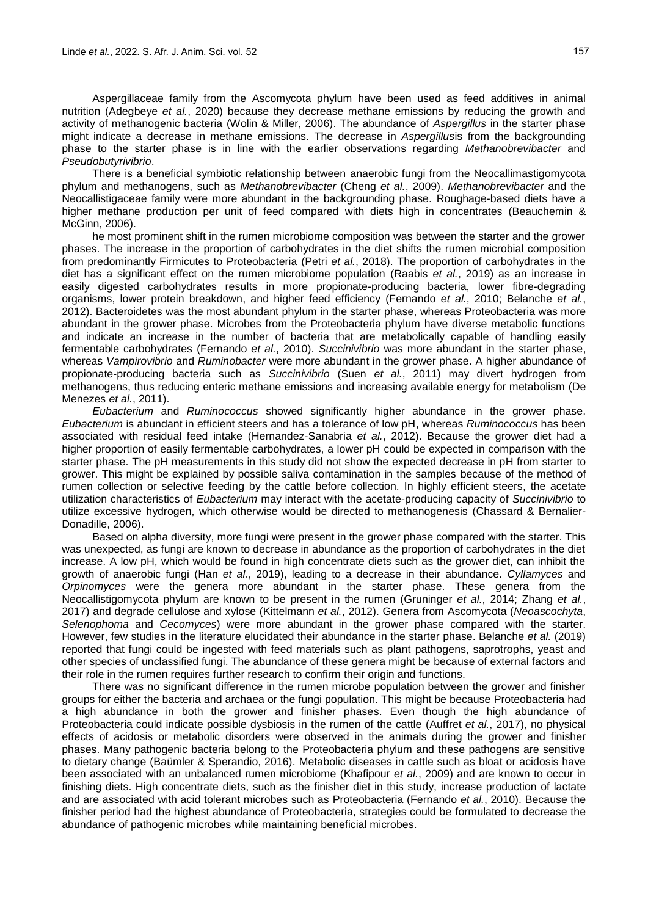Aspergillaceae family from the Ascomycota phylum have been used as feed additives in animal nutrition (Adegbeye *et al.*, 2020) because they decrease methane emissions by reducing the growth and activity of methanogenic bacteria (Wolin & Miller, 2006). The abundance of *Aspergillus* in the starter phase might indicate a decrease in methane emissions. The decrease in *Aspergillus*is from the backgrounding phase to the starter phase is in line with the earlier observations regarding *Methanobrevibacter* and *Pseudobutyrivibrio*.

There is a beneficial symbiotic relationship between anaerobic fungi from the Neocallimastigomycota phylum and methanogens, such as *Methanobrevibacter* (Cheng *et al.*, 2009). *Methanobrevibacter* and the Neocallistigaceae family were more abundant in the backgrounding phase. Roughage-based diets have a higher methane production per unit of feed compared with diets high in concentrates (Beauchemin & McGinn, 2006).

he most prominent shift in the rumen microbiome composition was between the starter and the grower phases. The increase in the proportion of carbohydrates in the diet shifts the rumen microbial composition from predominantly Firmicutes to Proteobacteria (Petri *et al.*, 2018). The proportion of carbohydrates in the diet has a significant effect on the rumen microbiome population (Raabis *et al.*, 2019) as an increase in easily digested carbohydrates results in more propionate-producing bacteria, lower fibre-degrading organisms, lower protein breakdown, and higher feed efficiency (Fernando *et al.*, 2010; Belanche *et al.*, 2012). Bacteroidetes was the most abundant phylum in the starter phase, whereas Proteobacteria was more abundant in the grower phase. Microbes from the Proteobacteria phylum have diverse metabolic functions and indicate an increase in the number of bacteria that are metabolically capable of handling easily fermentable carbohydrates (Fernando *et al.*, 2010). *Succinivibrio* was more abundant in the starter phase, whereas *Vampirovibrio* and *Ruminobacter* were more abundant in the grower phase. A higher abundance of propionate-producing bacteria such as *Succinivibrio* (Suen *et al.*, 2011) may divert hydrogen from methanogens, thus reducing enteric methane emissions and increasing available energy for metabolism (De Menezes *et al.*, 2011).

*Eubacterium* and *Ruminococcus* showed significantly higher abundance in the grower phase. *Eubacterium* is abundant in efficient steers and has a tolerance of low pH, whereas *Ruminococcus* has been associated with residual feed intake (Hernandez-Sanabria *et al.*, 2012). Because the grower diet had a higher proportion of easily fermentable carbohydrates, a lower pH could be expected in comparison with the starter phase. The pH measurements in this study did not show the expected decrease in pH from starter to grower. This might be explained by possible saliva contamination in the samples because of the method of rumen collection or selective feeding by the cattle before collection. In highly efficient steers, the acetate utilization characteristics of *Eubacterium* may interact with the acetate-producing capacity of *Succinivibrio* to utilize excessive hydrogen, which otherwise would be directed to methanogenesis (Chassard & Bernalier-Donadille, 2006).

Based on alpha diversity, more fungi were present in the grower phase compared with the starter. This was unexpected, as fungi are known to decrease in abundance as the proportion of carbohydrates in the diet increase. A low pH, which would be found in high concentrate diets such as the grower diet, can inhibit the growth of anaerobic fungi (Han *et al.*, 2019), leading to a decrease in their abundance. *Cyllamyces* and *Orpinomyces* were the genera more abundant in the starter phase. These genera from the Neocallistigomycota phylum are known to be present in the rumen (Gruninger *et al.*, 2014; Zhang *et al.*, 2017) and degrade cellulose and xylose (Kittelmann *et al.*, 2012). Genera from Ascomycota (*Neoascochyta*, *Selenophoma* and *Cecomyces*) were more abundant in the grower phase compared with the starter. However, few studies in the literature elucidated their abundance in the starter phase. Belanche *et al.* (2019) reported that fungi could be ingested with feed materials such as plant pathogens, saprotrophs, yeast and other species of unclassified fungi. The abundance of these genera might be because of external factors and their role in the rumen requires further research to confirm their origin and functions.

There was no significant difference in the rumen microbe population between the grower and finisher groups for either the bacteria and archaea or the fungi population. This might be because Proteobacteria had a high abundance in both the grower and finisher phases. Even though the high abundance of Proteobacteria could indicate possible dysbiosis in the rumen of the cattle (Auffret *et al.*, 2017), no physical effects of acidosis or metabolic disorders were observed in the animals during the grower and finisher phases. Many pathogenic bacteria belong to the Proteobacteria phylum and these pathogens are sensitive to dietary change (Baümler & Sperandio, 2016). Metabolic diseases in cattle such as bloat or acidosis have been associated with an unbalanced rumen microbiome (Khafipour *et al.*, 2009) and are known to occur in finishing diets. High concentrate diets, such as the finisher diet in this study, increase production of lactate and are associated with acid tolerant microbes such as Proteobacteria (Fernando *et al.*, 2010). Because the finisher period had the highest abundance of Proteobacteria, strategies could be formulated to decrease the abundance of pathogenic microbes while maintaining beneficial microbes.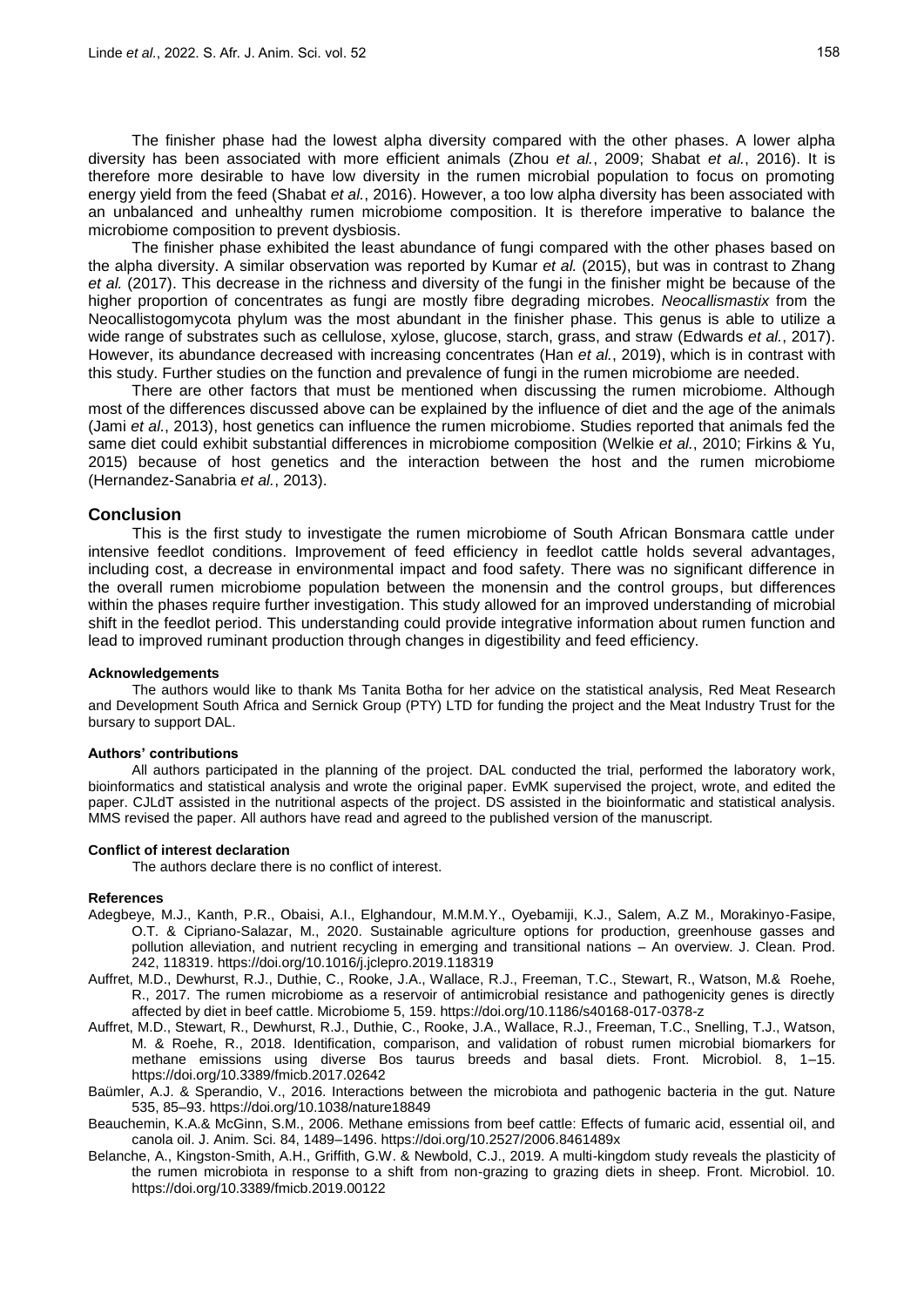The finisher phase had the lowest alpha diversity compared with the other phases. A lower alpha diversity has been associated with more efficient animals (Zhou *et al.*, 2009; Shabat *et al.*, 2016). It is therefore more desirable to have low diversity in the rumen microbial population to focus on promoting energy yield from the feed (Shabat *et al.*, 2016). However, a too low alpha diversity has been associated with an unbalanced and unhealthy rumen microbiome composition. It is therefore imperative to balance the microbiome composition to prevent dysbiosis.

The finisher phase exhibited the least abundance of fungi compared with the other phases based on the alpha diversity. A similar observation was reported by Kumar *et al.* (2015), but was in contrast to Zhang *et al.* (2017). This decrease in the richness and diversity of the fungi in the finisher might be because of the higher proportion of concentrates as fungi are mostly fibre degrading microbes. *Neocallismastix* from the Neocallistogomycota phylum was the most abundant in the finisher phase. This genus is able to utilize a wide range of substrates such as cellulose, xylose, glucose, starch, grass, and straw (Edwards *et al.*, 2017). However, its abundance decreased with increasing concentrates (Han *et al.*, 2019), which is in contrast with this study. Further studies on the function and prevalence of fungi in the rumen microbiome are needed.

There are other factors that must be mentioned when discussing the rumen microbiome. Although most of the differences discussed above can be explained by the influence of diet and the age of the animals (Jami *et al.*, 2013), host genetics can influence the rumen microbiome. Studies reported that animals fed the same diet could exhibit substantial differences in microbiome composition (Welkie *et al.*, 2010; Firkins & Yu, 2015) because of host genetics and the interaction between the host and the rumen microbiome (Hernandez-Sanabria *et al.*, 2013).

## Conclusion

This is the first study to investigate the rumen microbiome of South African Bonsmara cattle under intensive feedlot conditions. Improvement of feed efficiency in feedlot cattle holds several advantages, including cost, a decrease in environmental impact and food safety. There was no significant difference in the overall rumen microbiome population between the monensin and the control groups, but differences within the phases require further investigation. This study allowed for an improved understanding of microbial shift in the feedlot period. This understanding could provide integrative information about rumen function and lead to improved ruminant production through changes in digestibility and feed efficiency.

#### Acknowledgements

The authors would like to thank Ms Tanita Botha for her advice on the statistical analysis, Red Meat Research and Development South Africa and Sernick Group (PTY) LTD for funding the project and the Meat Industry Trust for the bursary to support DAL.

#### Authors' contributions

All authors participated in the planning of the project. DAL conducted the trial, performed the laboratory work, bioinformatics and statistical analysis and wrote the original paper. EvMK supervised the project, wrote, and edited the paper. CJLdT assisted in the nutritional aspects of the project. DS assisted in the bioinformatic and statistical analysis. MMS revised the paper. All authors have read and agreed to the published version of the manuscript.

#### Conflict of interest declaration

The authors declare there is no conflict of interest.

#### References

Adegbeye, M.J., Kanth, P.R., Obaisi, A.I., Elghandour, M.M.M.Y., Oyebamiji, K.J., Salem, A.Z M., Morakinyo-Fasipe, O.T. & Cipriano-Salazar, M., 2020. Sustainable agriculture options for production, greenhouse gasses and pollution alleviation, and nutrient recycling in emerging and transitional nations – An overview. J. Clean. Prod. 242, 118319. https://doi.org/10.1016/j.jclepro.2019.118319

Auffret, M.D., Dewhurst, R.J., Duthie, C., Rooke, J.A., Wallace, R.J., Freeman, T.C., Stewart, R., Watson, M.& Roehe, R., 2017. The rumen microbiome as a reservoir of antimicrobial resistance and pathogenicity genes is directly affected by diet in beef cattle. Microbiome 5, 159. https://doi.org/10.1186/s40168-017-0378-z

Auffret, M.D., Stewart, R., Dewhurst, R.J., Duthie, C., Rooke, J.A., Wallace, R.J., Freeman, T.C., Snelling, T.J., Watson, M. & Roehe, R., 2018. Identification, comparison, and validation of robust rumen microbial biomarkers for methane emissions using diverse Bos taurus breeds and basal diets. Front. Microbiol. 8, 1–15. https://doi.org/10.3389/fmicb.2017.02642

Baümler, A.J. & Sperandio, V., 2016. Interactions between the microbiota and pathogenic bacteria in the gut. Nature 535, 85–93. https://doi.org/10.1038/nature18849

Beauchemin, K.A.& McGinn, S.M., 2006. Methane emissions from beef cattle: Effects of fumaric acid, essential oil, and canola oil. J. Anim. Sci. 84, 1489–1496. https://doi.org/10.2527/2006.8461489x

Belanche, A., Kingston-Smith, A.H., Griffith, G.W. & Newbold, C.J., 2019. A multi-kingdom study reveals the plasticity of the rumen microbiota in response to a shift from non-grazing to grazing diets in sheep. Front. Microbiol. 10. https://doi.org/10.3389/fmicb.2019.00122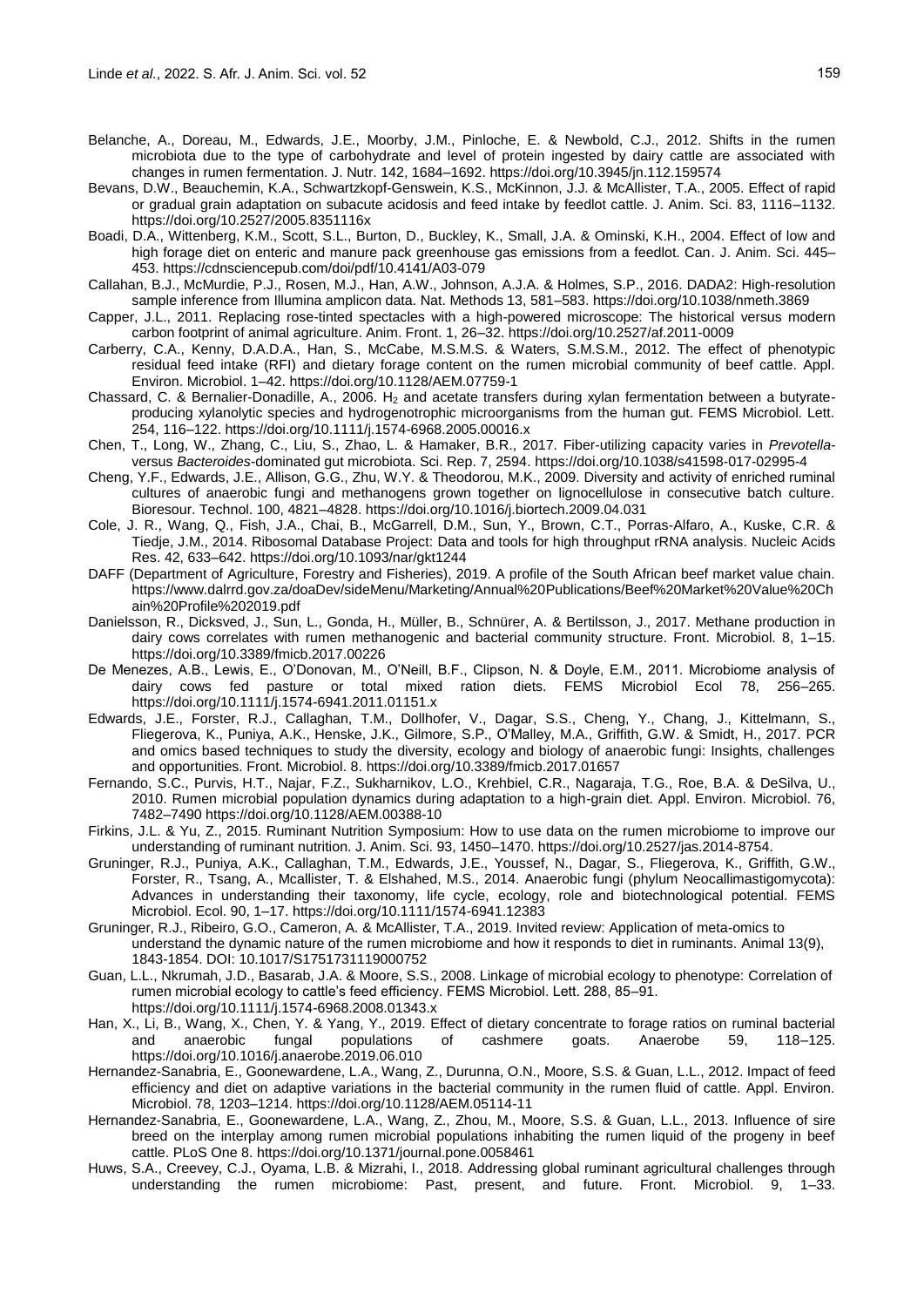Belanche, A., Doreau, M., Edwards, J.E., Moorby, J.M., Pinloche, E. & Newbold, C.J., 2012. Shifts in the rumen microbiota due to the type of carbohydrate and level of protein ingested by dairy cattle are associated with changes in rumen fermentation. J. Nutr. 142, 1684–1692. https://doi.org/10.3945/jn.112.159574

Bevans, D.W., Beauchemin, K.A., Schwartzkopf-Genswein, K.S., McKinnon, J.J. & McAllister, T.A., 2005. Effect of rapid or gradual grain adaptation on subacute acidosis and feed intake by feedlot cattle. J. Anim. Sci. 83, 1116–1132. https://doi.org/10.2527/2005.8351116x

Boadi, D.A., Wittenberg, K.M., Scott, S.L., Burton, D., Buckley, K., Small, J.A. & Ominski, K.H., 2004. Effect of low and high forage diet on enteric and manure pack greenhouse gas emissions from a feedlot. Can. J. Anim. Sci. 445–453. https://cdnsciencepub.com/doi/pdf/10.4141/A03-079

Callahan, B.J., McMurdie, P.J., Rosen, M.J., Han, A.W., Johnson, A.J.A. & Holmes, S.P., 2016. DADA2: High-resolution sample inference from Illumina amplicon data. Nat. Methods 13, 581–583. https://doi.org/10.1038/nmeth.3869

Capper, J.L., 2011. Replacing rose-tinted spectacles with a high-powered microscope: The historical versus modern carbon footprint of animal agriculture. Anim. Front. 1, 26–32. https://doi.org/10.2527/af.2011-0009

Carberry, C.A., Kenny, D.A.D.A., Han, S., McCabe, M.S.M.S. & Waters, S.M.S.M., 2012. The effect of phenotypic residual feed intake (RFI) and dietary forage content on the rumen microbial community of beef cattle. Appl. Environ. Microbiol. 1–42. https://doi.org/10.1128/AEM.07759-1

Chassard, C. & Bernalier-Donadille, A., 2006. $H_2$ and acetate transfers during xylan fermentation between a butyrate-producing xylanolytic species and hydrogenotrophic microorganisms from the human gut. FEMS Microbiol. Lett. 254, 116–122. https://doi.org/10.1111/j.1574-6968.2005.00016.x

Chen, T., Long, W., Zhang, C., Liu, S., Zhao, L. & Hamaker, B.R., 2017. Fiber-utilizing capacity varies in *Prevotella*- versus *Bacteroides*-dominated gut microbiota. Sci. Rep. 7, 2594. https://doi.org/10.1038/s41598-017-02995-4

Cheng, Y.F., Edwards, J.E., Allison, G.G., Zhu, W.Y. & Theodorou, M.K., 2009. Diversity and activity of enriched ruminal cultures of anaerobic fungi and methanogens grown together on lignocellulose in consecutive batch culture. Bioresour. Technol. 100, 4821–4828. https://doi.org/10.1016/j.biortech.2009.04.031

Cole, J. R., Wang, Q., Fish, J.A., Chai, B., McGarrell, D.M., Sun, Y., Brown, C.T., Porras-Alfaro, A., Kuske, C.R. & Tiedje, J.M., 2014. Ribosomal Database Project: Data and tools for high throughput rRNA analysis. Nucleic Acids Res. 42, 633–642. https://doi.org/10.1093/nar/gkt1244

DAFF (Department of Agriculture, Forestry and Fisheries), 2019. A profile of the South African beef market value chain. https://www.dalrrd.gov.za/doaDev/sideMenu/Marketing/Annual%20Publications/Beef%20Market%20Value%20Chain%20Profile%202019.pdf

Danielsson, R., Dicksved, J., Sun, L., Gonda, H., Müller, B., Schnürer, A. & Bertilsson, J., 2017. Methane production in dairy cows correlates with rumen methanogenic and bacterial community structure. Front. Microbiol. 8, 1–15. https://doi.org/10.3389/fmicb.2017.00226

De Menezes, A.B., Lewis, E., O'Donovan, M., O'Neill, B.F., Clipson, N. & Doyle, E.M., 2011. Microbiome analysis of dairy cows fed pasture or total mixed ration diets. FEMS Microbiol Ecol 78, 256–265. https://doi.org/10.1111/j.1574-6941.2011.01151.x

Edwards, J.E., Forster, R.J., Callaghan, T.M., Dollhofer, V., Dagar, S.S., Cheng, Y., Chang, J., Kittelmann, S., Fliegerova, K., Puniya, A.K., Henske, J.K., Gilmore, S.P., O'Malley, M.A., Griffith, G.W. & Smidt, H., 2017. PCR and omics based techniques to study the diversity, ecology and biology of anaerobic fungi: Insights, challenges and opportunities. Front. Microbiol. 8. https://doi.org/10.3389/fmicb.2017.01657

Fernando, S.C., Purvis, H.T., Najar, F.Z., Sukharnikov, L.O., Krehbiel, C.R., Nagaraja, T.G., Roe, B.A. & DeSilva, U., 2010. Rumen microbial population dynamics during adaptation to a high-grain diet. Appl. Environ. Microbiol. 76, 7482–7490 https://doi.org/10.1128/AEM.00388-10

Firkins, J.L. & Yu, Z., 2015. Ruminant Nutrition Symposium: How to use data on the rumen microbiome to improve our understanding of ruminant nutrition. J. Anim. Sci. 93, 1450–1470. https://doi.org/10.2527/jas.2014-8754.

Gruninger, R.J., Puniya, A.K., Callaghan, T.M., Edwards, J.E., Youssef, N., Dagar, S., Fliegerova, K., Griffith, G.W., Forster, R., Tsang, A., Mcallister, T. & Elshahed, M.S., 2014. Anaerobic fungi (phylum Neocallimastigomycota): Advances in understanding their taxonomy, life cycle, ecology, role and biotechnological potential. FEMS Microbiol. Ecol. 90, 1–17. https://doi.org/10.1111/1574-6941.12383

Gruninger, R.J., Ribeiro, G.O., Cameron, A. & McAllister, T.A., 2019. Invited review: Application of meta-omics to understand the dynamic nature of the rumen microbiome and how it responds to diet in ruminants. Animal 13(9), 1843-1854. DOI: 10.1017/S1751731119000752

Guan, L.L., Nkrumah, J.D., Basarab, J.A. & Moore, S.S., 2008. Linkage of microbial ecology to phenotype: Correlation of rumen microbial ecology to cattle's feed efficiency. FEMS Microbiol. Lett. 288, 85–91. https://doi.org/10.1111/j.1574-6968.2008.01343.x

Han, X., Li, B., Wang, X., Chen, Y. & Yang, Y., 2019. Effect of dietary concentrate to forage ratios on ruminal bacterial and anaerobic fungal populations of cashmere goats. Anaerobe 59, 118–125. https://doi.org/10.1016/j.anaerobe.2019.06.010

Hernandez-Sanabria, E., Goonewardene, L.A., Wang, Z., Durunna, O.N., Moore, S.S. & Guan, L.L., 2012. Impact of feed efficiency and diet on adaptive variations in the bacterial community in the rumen fluid of cattle. Appl. Environ. Microbiol. 78, 1203–1214. https://doi.org/10.1128/AEM.05114-11

Hernandez-Sanabria, E., Goonewardene, L.A., Wang, Z., Zhou, M., Moore, S.S. & Guan, L.L., 2013. Influence of sire breed on the interplay among rumen microbial populations inhabiting the rumen liquid of the progeny in beef cattle. PLoS One 8. https://doi.org/10.1371/journal.pone.0058461

Huws, S.A., Creevey, C.J., Oyama, L.B. & Mizrahi, I., 2018. Addressing global ruminant agricultural challenges through understanding the rumen microbiome: Past, present, and future. Front. Microbiol. 9, 1–33.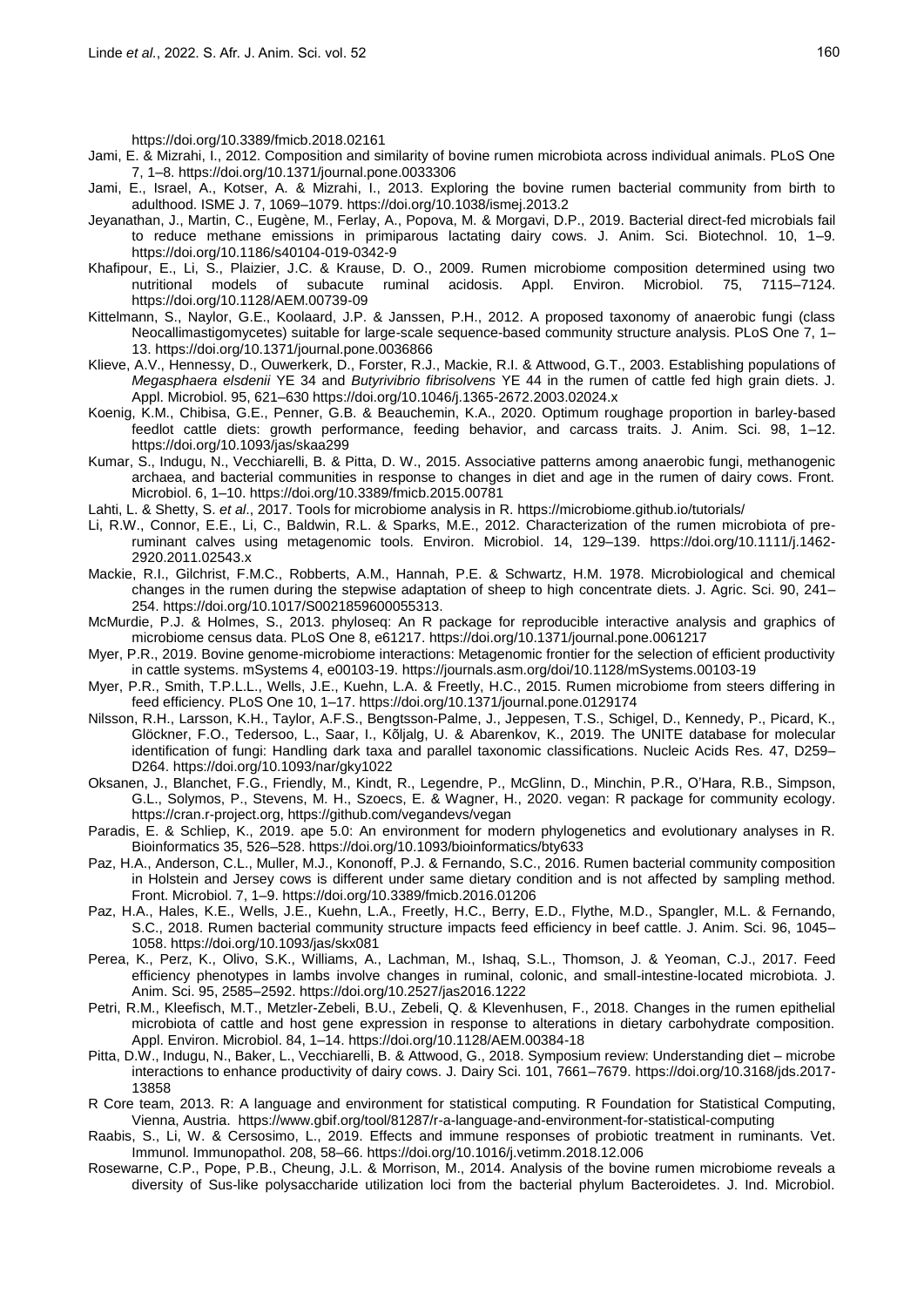https://doi.org/10.3389/fmicb.2018.02161

Jami, E. & Mizrahi, I., 2012. Composition and similarity of bovine rumen microbiota across individual animals. PLoS One 7, 1–8. https://doi.org/10.1371/journal.pone.0033306

Jami, E., Israel, A., Kotser, A. & Mizrahi, I., 2013. Exploring the bovine rumen bacterial community from birth to adulthood. ISME J. 7, 1069–1079. https://doi.org/10.1038/ismej.2013.2

Jeyanathan, J., Martin, C., Eugène, M., Ferlay, A., Popova, M. & Morgavi, D.P., 2019. Bacterial direct-fed microbials fail to reduce methane emissions in primiparous lactating dairy cows. J. Anim. Sci. Biotechnol. 10, 1–9. https://doi.org/10.1186/s40104-019-0342-9

Khafipour, E., Li, S., Plaizier, J.C. & Krause, D. O., 2009. Rumen microbiome composition determined using two nutritional models of subacute ruminal acidosis. Appl. Environ. Microbiol. 75, 7115–7124. https://doi.org/10.1128/AEM.00739-09

Kittelmann, S., Naylor, G.E., Koolaard, J.P. & Janssen, P.H., 2012. A proposed taxonomy of anaerobic fungi (class Neocallimastigomycetes) suitable for large-scale sequence-based community structure analysis. PLoS One 7, 1–13. https://doi.org/10.1371/journal.pone.0036866

Klieve, A.V., Hennessy, D., Ouwerkerk, D., Forster, R.J., Mackie, R.I. & Attwood, G.T., 2003. Establishing populations of *Megasphaera elsdenii* YE 34 and *Butyrivibrio fibrisolvens* YE 44 in the rumen of cattle fed high grain diets. J. Appl. Microbiol. 95, 621–630 https://doi.org/10.1046/j.1365-2672.2003.02024.x

Koenig, K.M., Chibisa, G.E., Penner, G.B. & Beauchemin, K.A., 2020. Optimum roughage proportion in barley-based feedlot cattle diets: growth performance, feeding behavior, and carcass traits. J. Anim. Sci. 98, 1–12. https://doi.org/10.1093/jas/skaa299

Kumar, S., Indugu, N., Vecchiarelli, B. & Pitta, D. W., 2015. Associative patterns among anaerobic fungi, methanogenic archaea, and bacterial communities in response to changes in diet and age in the rumen of dairy cows. Front. Microbiol. 6, 1–10. https://doi.org/10.3389/fmicb.2015.00781

Lahti, L. & Shetty, S. *et al.*, 2017. Tools for microbiome analysis in R. https://microbiome.github.io/tutorials/

Li, R.W., Connor, E.E., Li, C., Baldwin, R.L. & Sparks, M.E., 2012. Characterization of the rumen microbiota of pre-ruminant calves using metagenomic tools. Environ. Microbiol. 14, 129–139. https://doi.org/10.1111/j.1462-2920.2011.02543.x

Mackie, R.I., Gilchrist, F.M.C., Robberts, A.M., Hannah, P.E. & Schwartz, H.M. 1978. Microbiological and chemical changes in the rumen during the stepwise adaptation of sheep to high concentrate diets. J. Agric. Sci. 90, 241–254. https://doi.org/10.1017/S0021859600055313.

McMurdie, P.J. & Holmes, S., 2013. phyloseq: An R package for reproducible interactive analysis and graphics of microbiome census data. PLoS One 8, e61217. https://doi.org/10.1371/journal.pone.0061217

Myer, P.R., 2019. Bovine genome-microbiome interactions: Metagenomic frontier for the selection of efficient productivity in cattle systems. mSystems 4, e00103-19. https://journals.asm.org/doi/10.1128/mSystems.00103-19

Myer, P.R., Smith, T.P.L.L., Wells, J.E., Kuehn, L.A. & Freetly, H.C., 2015. Rumen microbiome from steers differing in feed efficiency. PLoS One 10, 1–17. https://doi.org/10.1371/journal.pone.0129174

Nilsson, R.H., Larsson, K.H., Taylor, A.F.S., Bengtsson-Palme, J., Jeppesen, T.S., Schigel, D., Kennedy, P., Picard, K., Glöckner, F.O., Tedersoo, L., Saar, I., Kõljalg, U. & Abarenkov, K., 2019. The UNITE database for molecular identification of fungi: Handling dark taxa and parallel taxonomic classifications. Nucleic Acids Res. 47, D259–D264. https://doi.org/10.1093/nar/gky1022

Oksanen, J., Blanchet, F.G., Friendly, M., Kindt, R., Legendre, P., McGlinn, D., Minchin, P.R., O'Hara, R.B., Simpson, G.L., Solymos, P., Stevens, M. H., Szoecs, E. & Wagner, H., 2020. vegan: R package for community ecology. https://cran.r-project.org, https://github.com/vegandevs/vegan

Paradis, E. & Schliep, K., 2019. ape 5.0: An environment for modern phylogenetics and evolutionary analyses in R. Bioinformatics 35, 526–528. https://doi.org/10.1093/bioinformatics/bty633

Paz, H.A., Anderson, C.L., Muller, M.J., Kononoff, P.J. & Fernando, S.C., 2016. Rumen bacterial community composition in Holstein and Jersey cows is different under same dietary condition and is not affected by sampling method. Front. Microbiol. 7, 1–9. https://doi.org/10.3389/fmicb.2016.01206

Paz, H.A., Hales, K.E., Wells, J.E., Kuehn, L.A., Freetly, H.C., Berry, E.D., Flythe, M.D., Spangler, M.L. & Fernando, S.C., 2018. Rumen bacterial community structure impacts feed efficiency in beef cattle. J. Anim. Sci. 96, 1045–1058. https://doi.org/10.1093/jas/skx081

Perea, K., Perz, K., Olivo, S.K., Williams, A., Lachman, M., Ishaq, S.L., Thomson, J. & Yeoman, C.J., 2017. Feed efficiency phenotypes in lambs involve changes in ruminal, colonic, and small-intestine-located microbiota. J. Anim. Sci. 95, 2585–2592. https://doi.org/10.2527/jas2016.1222

Petri, R.M., Kleefisch, M.T., Metzler-Zebeli, B.U., Zebeli, Q. & Klevenhusen, F., 2018. Changes in the rumen epithelial microbiota of cattle and host gene expression in response to alterations in dietary carbohydrate composition. Appl. Environ. Microbiol. 84, 1–14. https://doi.org/10.1128/AEM.00384-18

Pitta, D.W., Indugu, N., Baker, L., Vecchiarelli, B. & Attwood, G., 2018. Symposium review: Understanding diet – microbe interactions to enhance productivity of dairy cows. J. Dairy Sci. 101, 7661–7679. https://doi.org/10.3168/jds.2017-13858

R Core team, 2013. R: A language and environment for statistical computing. R Foundation for Statistical Computing, Vienna, Austria. https://www.gbif.org/tool/81287/r-a-language-and-environment-for-statistical-computing

Raabis, S., Li, W. & Cersosimo, L., 2019. Effects and immune responses of probiotic treatment in ruminants. Vet. Immunol. Immunopathol. 208, 58–66. https://doi.org/10.1016/j.vetimm.2018.12.006

Rosewarne, C.P., Pope, P.B., Cheung, J.L. & Morrison, M., 2014. Analysis of the bovine rumen microbiome reveals a diversity of Sus-like polysaccharide utilization loci from the bacterial phylum Bacteroidetes. J. Ind. Microbiol.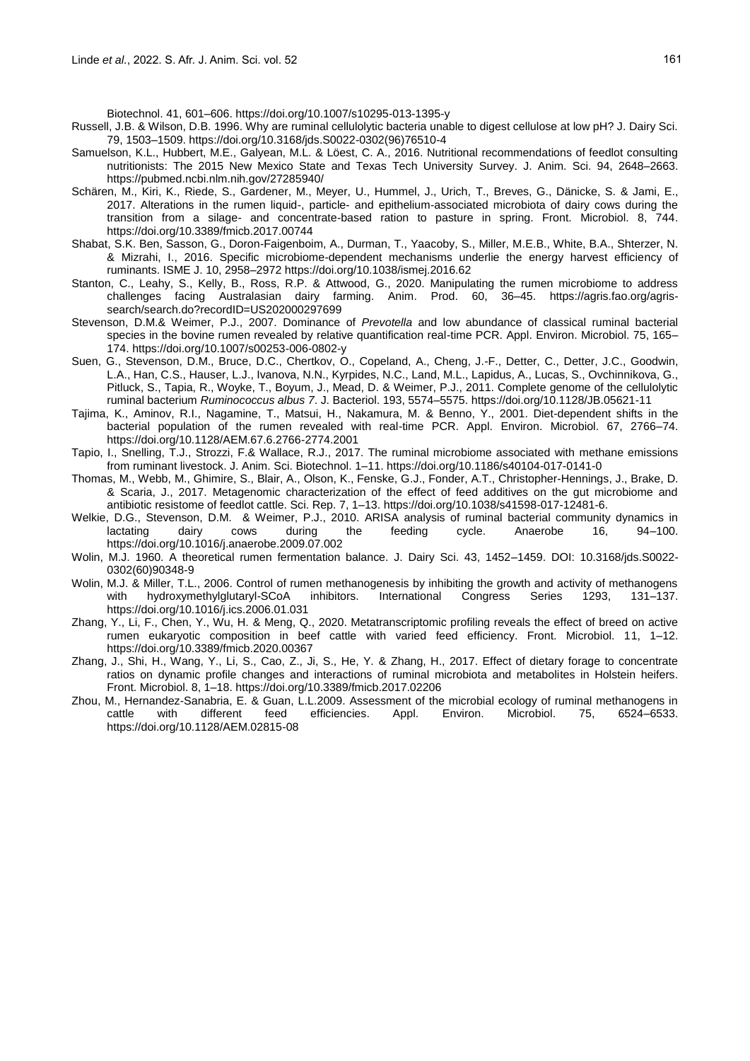Biotechnol. 41, 601–606. https://doi.org/10.1007/s10295-013-1395-y

Russell, J.B. & Wilson, D.B. 1996. Why are ruminal cellulolytic bacteria unable to digest cellulose at low pH? J. Dairy Sci. 79, 1503–1509. https://doi.org/10.3168/jds.S0022-0302(96)76510-4

Samuelson, K.L., Hubbert, M.E., Galyean, M.L. & Löest, C. A., 2016. Nutritional recommendations of feedlot consulting nutritionists: The 2015 New Mexico State and Texas Tech University Survey. J. Anim. Sci. 94, 2648–2663. https://pubmed.ncbi.nlm.nih.gov/27285940/

Schären, M., Kiri, K., Riede, S., Gardener, M., Meyer, U., Hummel, J., Urich, T., Breves, G., Dänicke, S. & Jami, E., 2017. Alterations in the rumen liquid-, particle- and epithelium-associated microbiota of dairy cows during the transition from a silage- and concentrate-based ration to pasture in spring. Front. Microbiol. 8, 744. https://doi.org/10.3389/fmicb.2017.00744

Shabat, S.K. Ben, Sasson, G., Doron-Faigenboim, A., Durman, T., Yaacoby, S., Miller, M.E.B., White, B.A., Shterzer, N. & Mizrahi, I., 2016. Specific microbiome-dependent mechanisms underlie the energy harvest efficiency of ruminants. ISME J. 10, 2958–2972 https://doi.org/10.1038/ismej.2016.62

Stanton, C., Leahy, S., Kelly, B., Ross, R.P. & Attwood, G., 2020. Manipulating the rumen microbiome to address challenges facing Australasian dairy farming. Anim. Prod. 60, 36–45. https://agris.fao.org/agris-search/search.do?recordID=US202000297699

Stevenson, D.M.& Weimer, P.J., 2007. Dominance of *Prevotella* and low abundance of classical ruminal bacterial species in the bovine rumen revealed by relative quantification real-time PCR. Appl. Environ. Microbiol. 75, 165–174. https://doi.org/10.1007/s00253-006-0802-y

Suen, G., Stevenson, D.M., Bruce, D.C., Chertkov, O., Copeland, A., Cheng, J.-F., Detter, C., Detter, J.C., Goodwin, L.A., Han, C.S., Hauser, L.J., Ivanova, N.N., Kyrpides, N.C., Land, M.L., Lapidus, A., Lucas, S., Ovchinnikova, G., Pitluck, S., Tapia, R., Woyke, T., Boyum, J., Mead, D. & Weimer, P.J., 2011. Complete genome of the cellulolytic ruminal bacterium *Ruminococcus albus 7*. J. Bacteriol. 193, 5574–5575. https://doi.org/10.1128/JB.05621-11

Tajima, K., Aminov, R.I., Nagamine, T., Matsui, H., Nakamura, M. & Benno, Y., 2001. Diet-dependent shifts in the bacterial population of the rumen revealed with real-time PCR. Appl. Environ. Microbiol. 67, 2766–74. https://doi.org/10.1128/AEM.67.6.2766-2774.2001

Tapio, I., Snelling, T.J., Strozzi, F.& Wallace, R.J., 2017. The ruminal microbiome associated with methane emissions from ruminant livestock. J. Anim. Sci. Biotechnol. 1–11. https://doi.org/10.1186/s40104-017-0141-0

Thomas, M., Webb, M., Ghimire, S., Blair, A., Olson, K., Fenske, G.J., Fonder, A.T., Christopher-Hennings, J., Brake, D. & Scaria, J., 2017. Metagenomic characterization of the effect of feed additives on the gut microbiome and antibiotic resistome of feedlot cattle. Sci. Rep. 7, 1–13. https://doi.org/10.1038/s41598-017-12481-6.

Welkie, D.G., Stevenson, D.M. & Weimer, P.J., 2010. ARISA analysis of ruminal bacterial community dynamics in lactating dairy cows during the feeding cycle. Anaerobe 16, 94–100. https://doi.org/10.1016/j.anaerobe.2009.07.002

Wolin, M.J. 1960. A theoretical rumen fermentation balance. J. Dairy Sci. 43, 1452–1459. DOI: 10.3168/jds.S0022-0302(60)90348-9

Wolin, M.J. & Miller, T.L., 2006. Control of rumen methanogenesis by inhibiting the growth and activity of methanogens with hydroxymethylglutaryl-SCoA inhibitors. International Congress Series 1293, 131–137. https://doi.org/10.1016/j.ics.2006.01.031

Zhang, Y., Li, F., Chen, Y., Wu, H. & Meng, Q., 2020. Metatranscriptomic profiling reveals the effect of breed on active rumen eukaryotic composition in beef cattle with varied feed efficiency. Front. Microbiol. 11, 1–12. https://doi.org/10.3389/fmicb.2020.00367

Zhang, J., Shi, H., Wang, Y., Li, S., Cao, Z., Ji, S., He, Y. & Zhang, H., 2017. Effect of dietary forage to concentrate ratios on dynamic profile changes and interactions of ruminal microbiota and metabolites in Holstein heifers. Front. Microbiol. 8, 1–18. https://doi.org/10.3389/fmicb.2017.02206

Zhou, M., Hernandez-Sanabria, E. & Guan, L.L.2009. Assessment of the microbial ecology of ruminal methanogens in cattle with different feed efficiencies. Appl. Environ. Microbiol. 75, 6524–6533. https://doi.org/10.1128/AEM.02815-08